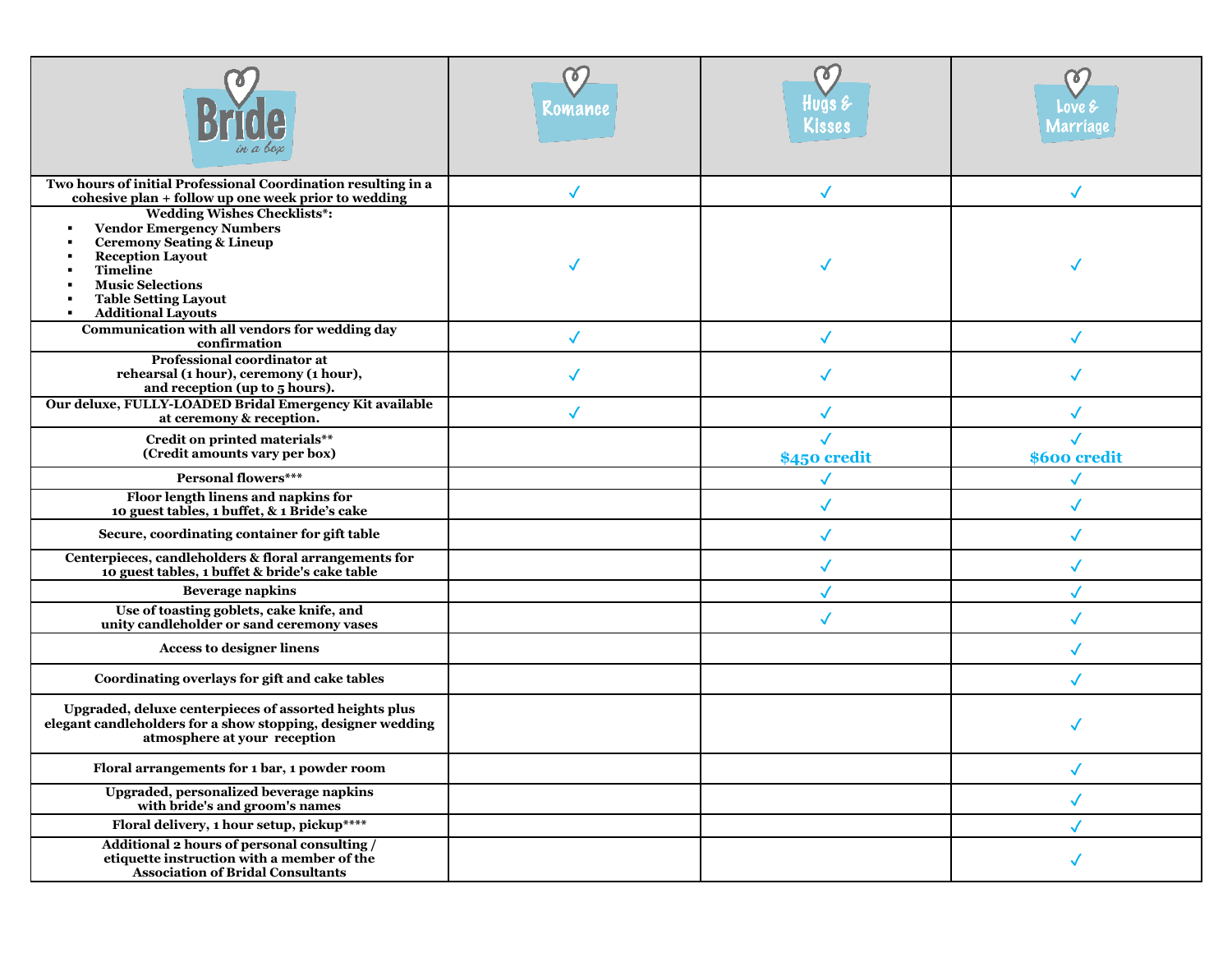| Bride in a box | Romance | Hugs & Kisses | Love & Marriage |
|---|---|---|---|
| **Two hours of initial Professional Coordination resulting in a cohesive plan + follow up one week prior to wedding** | ✓ | ✓ | ✓ |
| **Wedding Wishes Checklists*:** <br>▪ **Vendor Emergency Numbers** <br>▪ **Ceremony Seating & Lineup** <br>▪ **Reception Layout** <br>▪ **Timeline** <br>▪ **Music Selections** <br>▪ **Table Setting Layout** <br>▪ **Additional Layouts** | ✓ | ✓ | ✓ |
| **Communication with all vendors for wedding day confirmation** | ✓ | ✓ | ✓ |
| **Professional coordinator at rehearsal (1 hour), ceremony (1 hour), and reception (up to 5 hours).** | ✓ | ✓ | ✓ |
| **Our deluxe, FULLY-LOADED Bridal Emergency Kit available at ceremony & reception.** | ✓ | ✓ | ✓ |
| **Credit on printed materials**** <br>**(Credit amounts vary per box)** | | ✓ <br>**$450 credit** | ✓ <br>**$600 credit** |
| **Personal flowers***** | | ✓ | ✓ |
| **Floor length linens and napkins for 10 guest tables, 1 buffet, & 1 Bride's cake** | | ✓ | ✓ |
| **Secure, coordinating container for gift table** | | ✓ | ✓ |
| **Centerpieces, candleholders & floral arrangements for 10 guest tables, 1 buffet & bride's cake table** | | ✓ | ✓ |
| **Beverage napkins** | | ✓ | ✓ |
| **Use of toasting goblets, cake knife, and unity candleholder or sand ceremony vases** | | ✓ | ✓ |
| **Access to designer linens** | | | ✓ |
| **Coordinating overlays for gift and cake tables** | | | ✓ |
| **Upgraded, deluxe centerpieces of assorted heights plus elegant candleholders for a show stopping, designer wedding atmosphere at your reception** | | | ✓ |
| **Floral arrangements for 1 bar, 1 powder room** | | | ✓ |
| **Upgraded, personalized beverage napkins with bride's and groom's names** | | | ✓ |
| **Floral delivery, 1 hour setup, pickup****** | | | ✓ |
| **Additional 2 hours of personal consulting / etiquette instruction with a member of the Association of Bridal Consultants** | | | ✓ |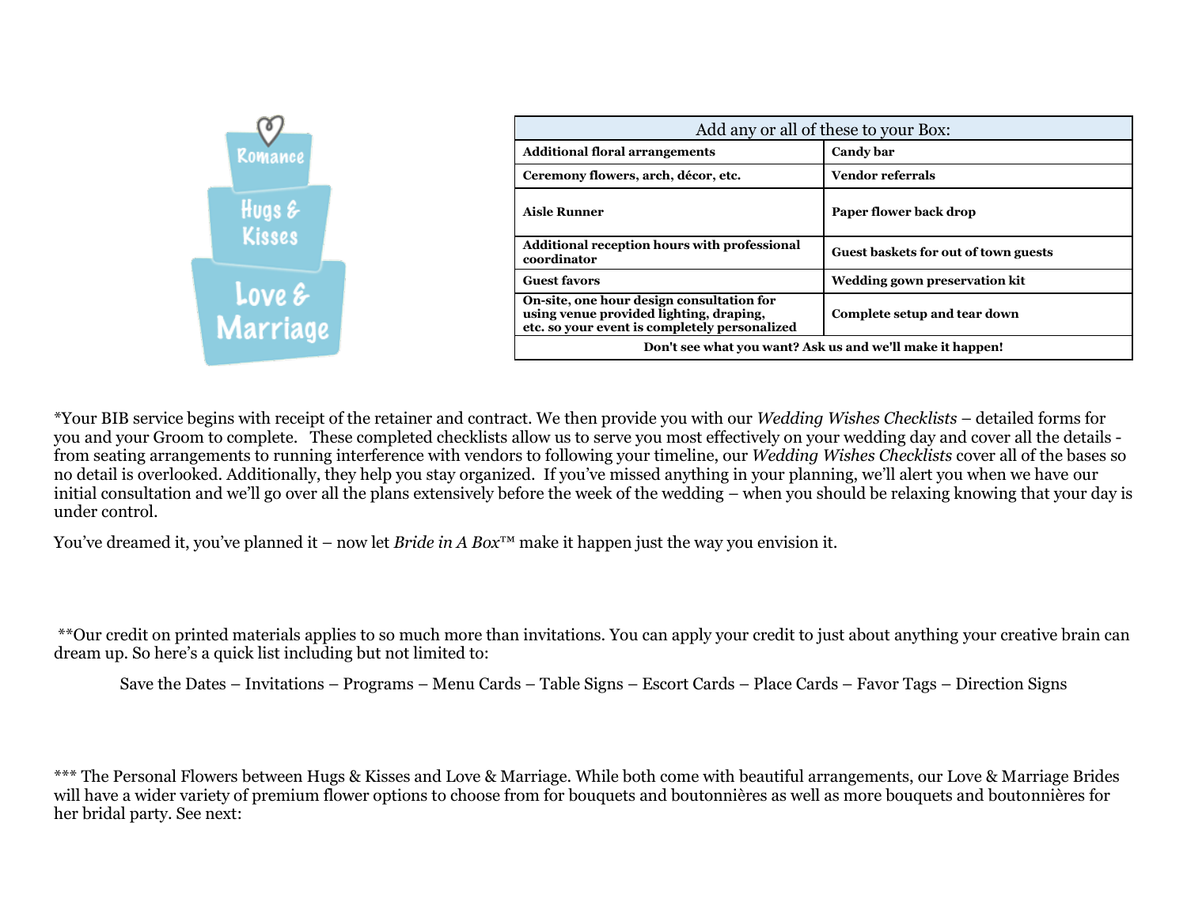Romance

Hugs & Kisses

Love & Marriage

| Add any or all of these to your Box: | |
|---|---|
| **Additional floral arrangements** | **Candy bar** |
| **Ceremony flowers, arch, décor, etc.** | **Vendor referrals** |
| **Aisle Runner** | **Paper flower back drop** |
| **Additional reception hours with professional coordinator** | **Guest baskets for out of town guests** |
| **Guest favors** | **Wedding gown preservation kit** |
| **On-site, one hour design consultation for using venue provided lighting, draping, etc. so your event is completely personalized** | **Complete setup and tear down** |
| **Don't see what you want? Ask us and we'll make it happen!** | |

*Your BIB service begins with receipt of the retainer and contract. We then provide you with our *Wedding Wishes Checklists* – detailed forms for you and your Groom to complete. These completed checklists allow us to serve you most effectively on your wedding day and cover all the details - from seating arrangements to running interference with vendors to following your timeline, our *Wedding Wishes Checklists* cover all of the bases so no detail is overlooked. Additionally, they help you stay organized. If you've missed anything in your planning, we'll alert you when we have our initial consultation and we'll go over all the plans extensively before the week of the wedding – when you should be relaxing knowing that your day is under control.

You've dreamed it, you've planned it – now let *Bride in A Box*™ make it happen just the way you envision it.

**Our credit on printed materials applies to so much more than invitations. You can apply your credit to just about anything your creative brain can dream up. So here's a quick list including but not limited to:

Save the Dates – Invitations – Programs – Menu Cards – Table Signs – Escort Cards – Place Cards – Favor Tags – Direction Signs

*** The Personal Flowers between Hugs & Kisses and Love & Marriage. While both come with beautiful arrangements, our Love & Marriage Brides will have a wider variety of premium flower options to choose from for bouquets and boutonnières as well as more bouquets and boutonnières for her bridal party. See next: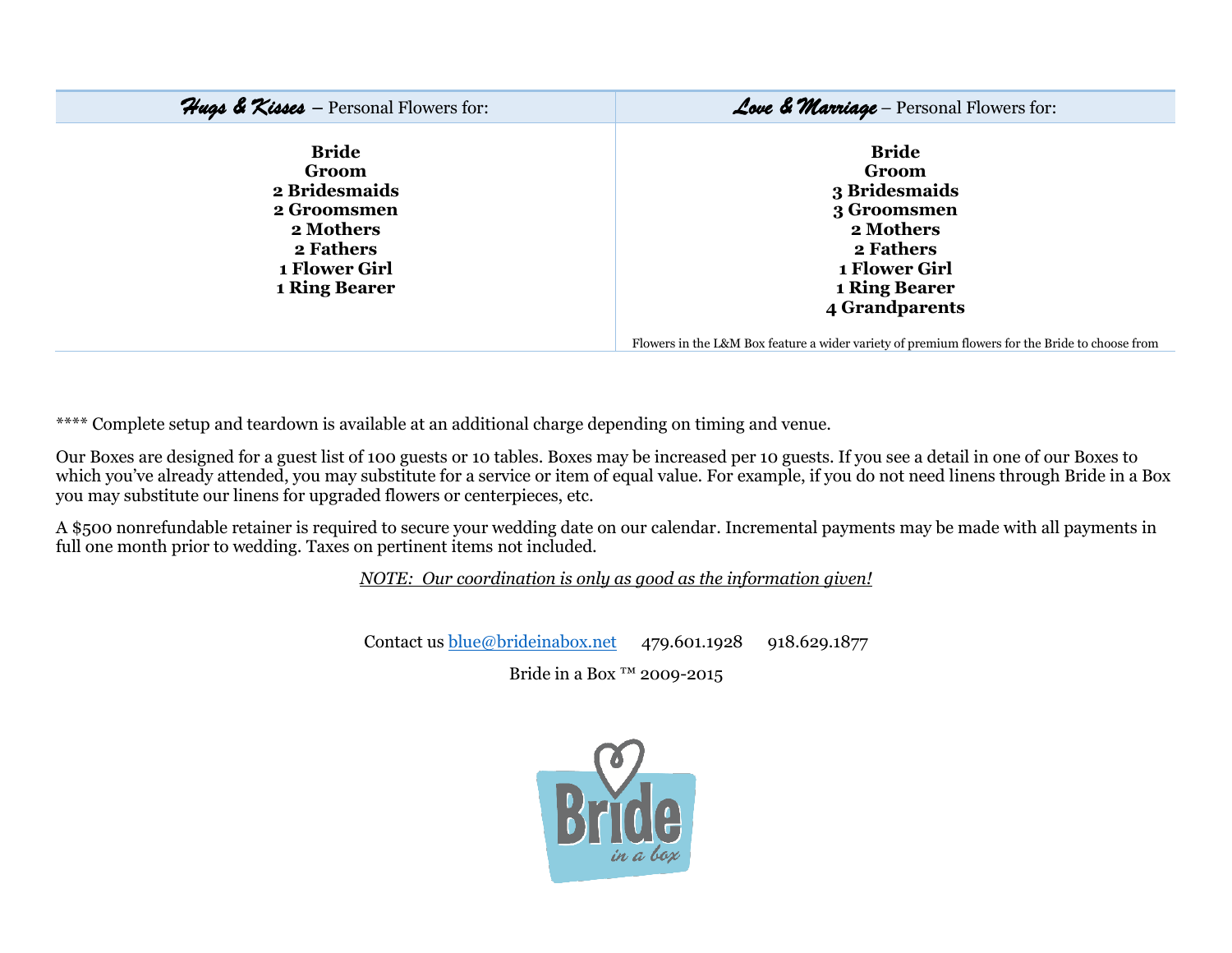| ***Hugs & Kisses*** – Personal Flowers for: | ***Love & Marriage*** – Personal Flowers for: |
|---|---|
| **Bride**<br>**Groom**<br>**2 Bridesmaids**<br>**2 Groomsmen**<br>**2 Mothers**<br>**2 Fathers**<br>**1 Flower Girl**<br>**1 Ring Bearer** | **Bride**<br>**Groom**<br>**3 Bridesmaids**<br>**3 Groomsmen**<br>**2 Mothers**<br>**2 Fathers**<br>**1 Flower Girl**<br>**1 Ring Bearer**<br>**4 Grandparents**<br><br>Flowers in the L&M Box feature a wider variety of premium flowers for the Bride to choose from |

**** Complete setup and teardown is available at an additional charge depending on timing and venue.

Our Boxes are designed for a guest list of 100 guests or 10 tables. Boxes may be increased per 10 guests. If you see a detail in one of our Boxes to which you've already attended, you may substitute for a service or item of equal value. For example, if you do not need linens through Bride in a Box you may substitute our linens for upgraded flowers or centerpieces, etc.

A $500 nonrefundable retainer is required to secure your wedding date on our calendar. Incremental payments may be made with all payments in full one month prior to wedding. Taxes on pertinent items not included.

*NOTE: Our coordination is only as good as the information given!*

Contact us blue@brideinabox.net 479.601.1928 918.629.1877

Bride in a Box ™ 2009-2015

Bride in a box